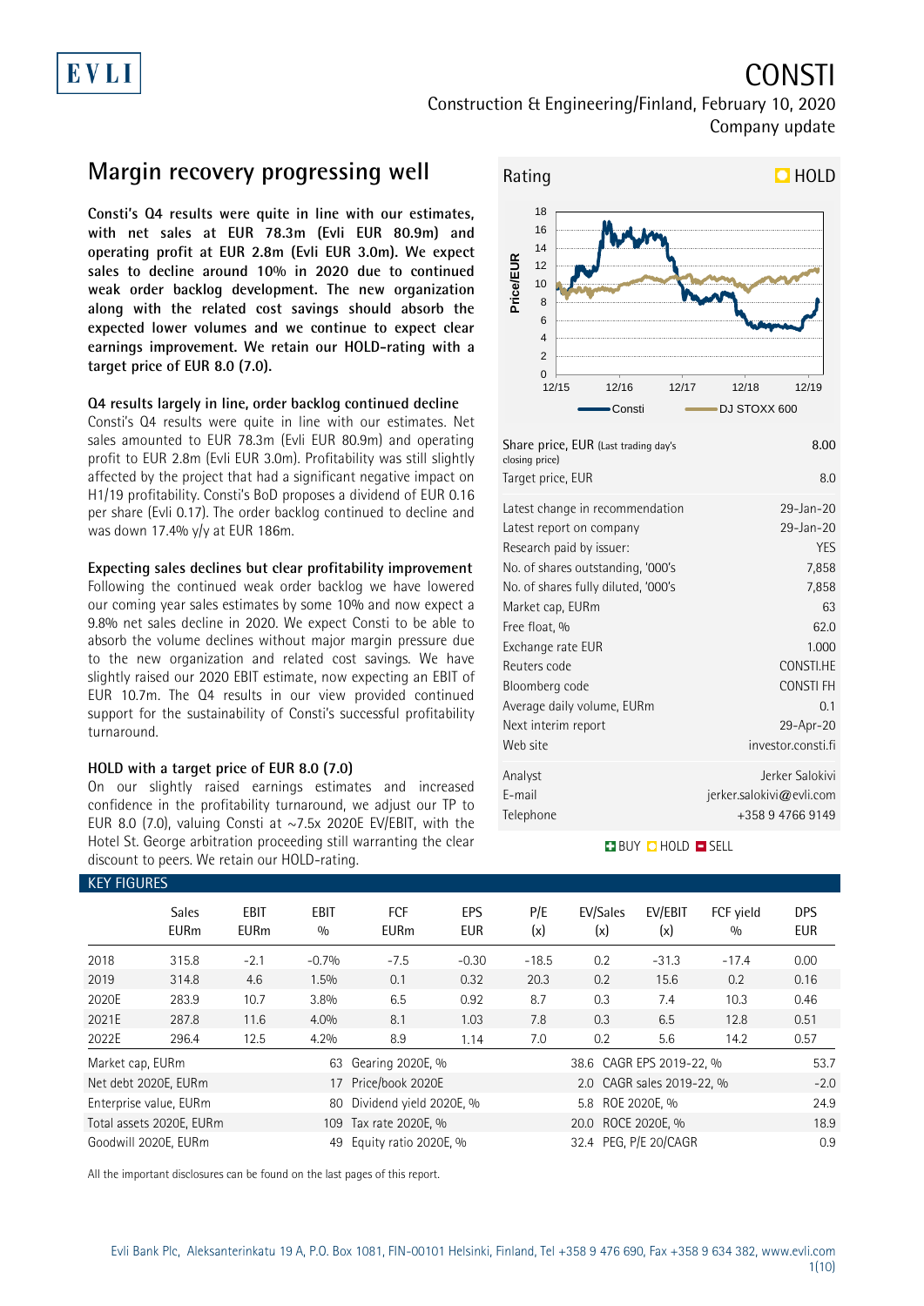# CONSTI

Construction & Engineering/Finland, February 10, 2020

Company update

## Margin recovery progressing well

**Consti's Q4 results were quite in line with our estimates, with net sales at EUR 78.3m (Evli EUR 80.9m) and operating profit at EUR 2.8m (Evli EUR 3.0m). We expect sales to decline around 10% in 2020 due to continued weak order backlog development. The new organization along with the related cost savings should absorb the expected lower volumes and we continue to expect clear earnings improvement. We retain our HOLD-rating with a target price of EUR 8.0 (7.0).**

### Q4 results largely in line, order backlog continued decline

Consti's Q4 results were quite in line with our estimates. Net sales amounted to EUR 78.3m (Evli EUR 80.9m) and operating profit to EUR 2.8m (Evli EUR 3.0m). Profitability was still slightly affected by the project that had a significant negative impact on H1/19 profitability. Consti's BoD proposes a dividend of EUR 0.16 per share (Evli 0.17). The order backlog continued to decline and was down 17.4% y/y at EUR 186m.

### Expecting sales declines but clear profitability improvement

Following the continued weak order backlog we have lowered our coming year sales estimates by some 10% and now expect a 9.8% net sales decline in 2020. We expect Consti to be able to absorb the volume declines without major margin pressure due to the new organization and related cost savings. We have slightly raised our 2020 EBIT estimate, now expecting an EBIT of EUR 10.7m. The Q4 results in our view provided continued support for the sustainability of Consti's successful profitability turnaround.

### HOLD with a target price of EUR 8.0 (7.0)

On our slightly raised earnings estimates and increased confidence in the profitability turnaround, we adjust our TP to EUR 8.0 (7.0), valuing Consti at ~7.5x 2020E EV/EBIT, with the Hotel St. George arbitration proceeding still warranting the clear discount to peers. We retain our HOLD-rating.

**Rating: HOLD**

| | |
|---|---|
| Share price, EUR (Last trading day's closing price) | 8.00 |
| Target price, EUR | 8.0 |
| Latest change in recommendation | 29-Jan-20 |
| Latest report on company | 29-Jan-20 |
| Research paid by issuer: | YES |
| No. of shares outstanding, '000's | 7,858 |
| No. of shares fully diluted, '000's | 7,858 |
| Market cap, EURm | 63 |
| Free float, % | 62.0 |
| Exchange rate EUR | 1.000 |
| Reuters code | CONSTI.HE |
| Bloomberg code | CONSTI FH |
| Average daily volume, EURm | 0.1 |
| Next interim report | 29-Apr-20 |
| Web site | investor.consti.fi |
| Analyst | Jerker Salokivi |
| E-mail | jerker.salokivi@evli.com |
| Telephone | +358 9 4766 9149 |

### KEY FIGURES

| | Sales EURm | EBIT EURm | EBIT % | FCF EURm | EPS EUR | P/E (x) | EV/Sales (x) | EV/EBIT (x) | FCF yield % | DPS EUR |
|---|---|---|---|---|---|---|---|---|---|---|
| 2018 | 315.8 | -2.1 | -0.7% | -7.5 | -0.30 | -18.5 | 0.2 | -31.3 | -17.4 | 0.00 |
| 2019 | 314.8 | 4.6 | 1.5% | 0.1 | 0.32 | 20.3 | 0.2 | 15.6 | 0.2 | 0.16 |
| 2020E | 283.9 | 10.7 | 3.8% | 6.5 | 0.92 | 8.7 | 0.3 | 7.4 | 10.3 | 0.46 |
| 2021E | 287.8 | 11.6 | 4.0% | 8.1 | 1.03 | 7.8 | 0.3 | 6.5 | 12.8 | 0.51 |
| 2022E | 296.4 | 12.5 | 4.2% | 8.9 | 1.14 | 7.0 | 0.2 | 5.6 | 14.2 | 0.57 |

| | | | | | |
|---|---|---|---|---|---|
| Market cap, EURm | 63 | Gearing 2020E, % | 38.6 | CAGR EPS 2019-22, % | 53.7 |
| Net debt 2020E, EURm | 17 | Price/book 2020E | 2.0 | CAGR sales 2019-22, % | -2.0 |
| Enterprise value, EURm | 80 | Dividend yield 2020E, % | 5.8 | ROE 2020E, % | 24.9 |
| Total assets 2020E, EURm | 109 | Tax rate 2020E, % | 20.0 | ROCE 2020E, % | 18.9 |
| Goodwill 2020E, EURm | 49 | Equity ratio 2020E, % | 32.4 | PEG, P/E 20/CAGR | 0.9 |

All the important disclosures can be found on the last pages of this report.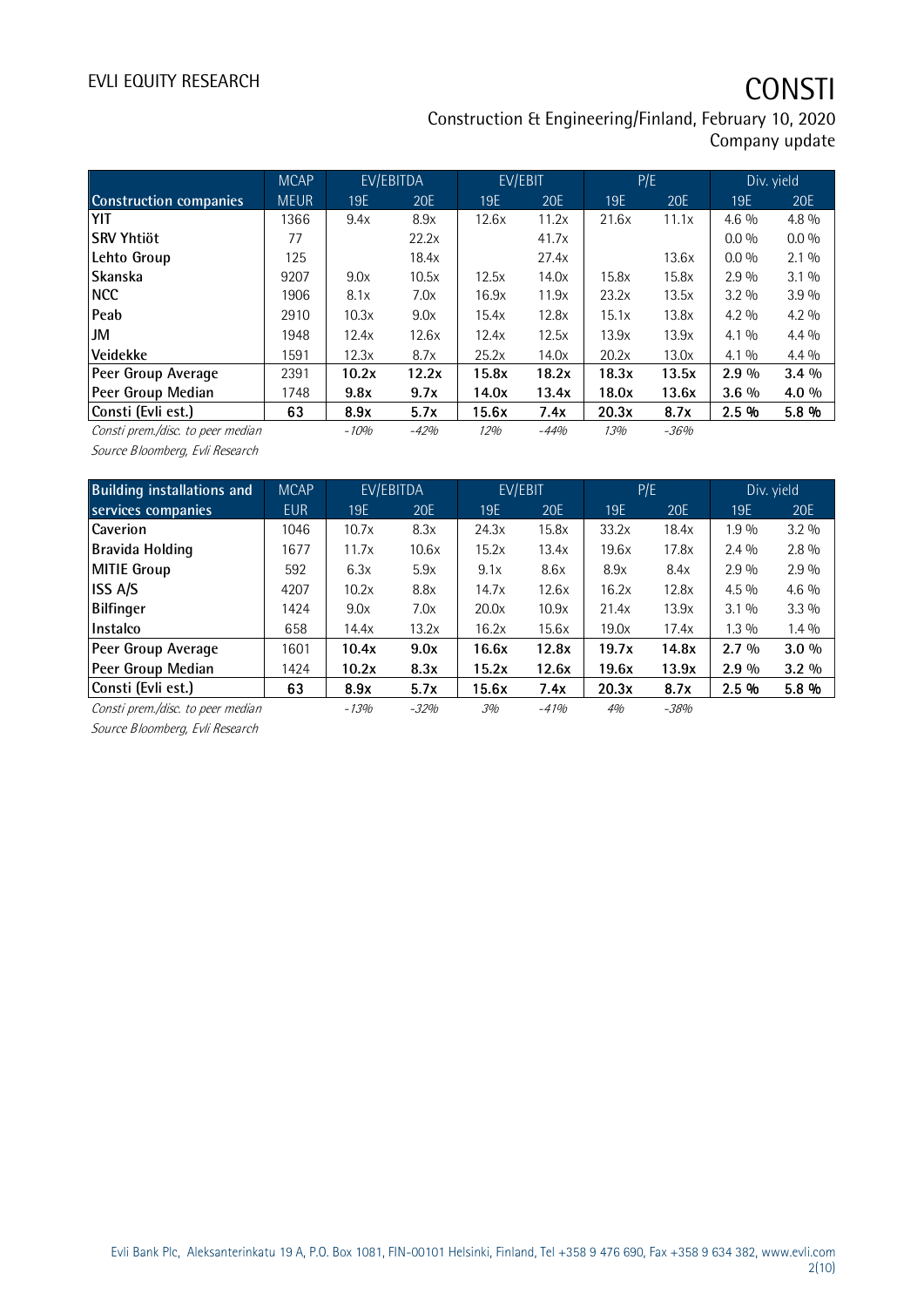| Construction companies | MCAP MEUR | EV/EBITDA 19E | EV/EBITDA 20E | EV/EBIT 19E | EV/EBIT 20E | P/E 19E | P/E 20E | Div. yield 19E | Div. yield 20E |
|---|---|---|---|---|---|---|---|---|---|
| YIT | 1366 | 9.4x | 8.9x | 12.6x | 11.2x | 21.6x | 11.1x | 4.6 % | 4.8 % |
| SRV Yhtiöt | 77 | | 22.2x | | 41.7x | | | 0.0 % | 0.0 % |
| Lehto Group | 125 | | 18.4x | | 27.4x | | 13.6x | 0.0 % | 2.1 % |
| Skanska | 9207 | 9.0x | 10.5x | 12.5x | 14.0x | 15.8x | 15.8x | 2.9 % | 3.1 % |
| NCC | 1906 | 8.1x | 7.0x | 16.9x | 11.9x | 23.2x | 13.5x | 3.2 % | 3.9 % |
| Peab | 2910 | 10.3x | 9.0x | 15.4x | 12.8x | 15.1x | 13.8x | 4.2 % | 4.2 % |
| JM | 1948 | 12.4x | 12.6x | 12.4x | 12.5x | 13.9x | 13.9x | 4.1 % | 4.4 % |
| Veidekke | 1591 | 12.3x | 8.7x | 25.2x | 14.0x | 20.2x | 13.0x | 4.1 % | 4.4 % |
| **Peer Group Average** | 2391 | **10.2x** | **12.2x** | **15.8x** | **18.2x** | **18.3x** | **13.5x** | **2.9 %** | **3.4 %** |
| **Peer Group Median** | 1748 | **9.8x** | **9.7x** | **14.0x** | **13.4x** | **18.0x** | **13.6x** | **3.6 %** | **4.0 %** |
| **Consti (Evli est.)** | **63** | **8.9x** | **5.7x** | **15.6x** | **7.4x** | **20.3x** | **8.7x** | **2.5 %** | **5.8 %** |
| *Consti prem./disc. to peer median* | | *-10%* | *-42%* | *12%* | *-44%* | *13%* | *-36%* | | |

*Source Bloomberg, Evli Research*

| Building installations and services companies | MCAP EUR | EV/EBITDA 19E | EV/EBITDA 20E | EV/EBIT 19E | EV/EBIT 20E | P/E 19E | P/E 20E | Div. yield 19E | Div. yield 20E |
|---|---|---|---|---|---|---|---|---|---|
| Caverion | 1046 | 10.7x | 8.3x | 24.3x | 15.8x | 33.2x | 18.4x | 1.9 % | 3.2 % |
| Bravida Holding | 1677 | 11.7x | 10.6x | 15.2x | 13.4x | 19.6x | 17.8x | 2.4 % | 2.8 % |
| MITIE Group | 592 | 6.3x | 5.9x | 9.1x | 8.6x | 8.9x | 8.4x | 2.9 % | 2.9 % |
| ISS A/S | 4207 | 10.2x | 8.8x | 14.7x | 12.6x | 16.2x | 12.8x | 4.5 % | 4.6 % |
| Bilfinger | 1424 | 9.0x | 7.0x | 20.0x | 10.9x | 21.4x | 13.9x | 3.1 % | 3.3 % |
| Instalco | 658 | 14.4x | 13.2x | 16.2x | 15.6x | 19.0x | 17.4x | 1.3 % | 1.4 % |
| **Peer Group Average** | 1601 | **10.4x** | **9.0x** | **16.6x** | **12.8x** | **19.7x** | **14.8x** | **2.7 %** | **3.0 %** |
| **Peer Group Median** | 1424 | **10.2x** | **8.3x** | **15.2x** | **12.6x** | **19.6x** | **13.9x** | **2.9 %** | **3.2 %** |
| **Consti (Evli est.)** | **63** | **8.9x** | **5.7x** | **15.6x** | **7.4x** | **20.3x** | **8.7x** | **2.5 %** | **5.8 %** |
| *Consti prem./disc. to peer median* | | *-13%* | *-32%* | *3%* | *-41%* | *4%* | *-38%* | | |

*Source Bloomberg, Evli Research*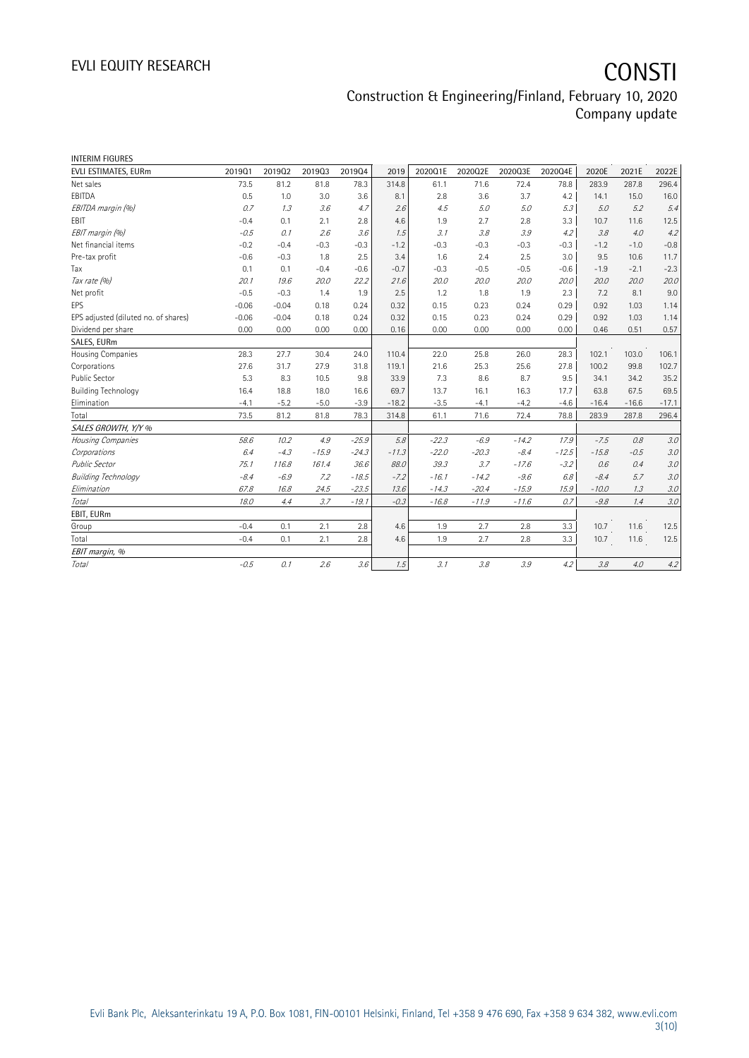INTERIM FIGURES

| EVLI ESTIMATES, EURm | 2019Q1 | 2019Q2 | 2019Q3 | 2019Q4 | 2019 | 2020Q1E | 2020Q2E | 2020Q3E | 2020Q4E | 2020E | 2021E | 2022E |
|---|---|---|---|---|---|---|---|---|---|---|---|---|
| Net sales | 73.5 | 81.2 | 81.8 | 78.3 | 314.8 | 61.1 | 71.6 | 72.4 | 78.8 | 283.9 | 287.8 | 296.4 |
| EBITDA | 0.5 | 1.0 | 3.0 | 3.6 | 8.1 | 2.8 | 3.6 | 3.7 | 4.2 | 14.1 | 15.0 | 16.0 |
| *EBITDA margin (%)* | *0.7* | *1.3* | *3.6* | *4.7* | *2.6* | *4.5* | *5.0* | *5.0* | *5.3* | *5.0* | *5.2* | *5.4* |
| EBIT | -0.4 | 0.1 | 2.1 | 2.8 | 4.6 | 1.9 | 2.7 | 2.8 | 3.3 | 10.7 | 11.6 | 12.5 |
| *EBIT margin (%)* | *-0.5* | *0.1* | *2.6* | *3.6* | *1.5* | *3.1* | *3.8* | *3.9* | *4.2* | *3.8* | *4.0* | *4.2* |
| Net financial items | -0.2 | -0.4 | -0.3 | -0.3 | -1.2 | -0.3 | -0.3 | -0.3 | -0.3 | -1.2 | -1.0 | -0.8 |
| Pre-tax profit | -0.6 | -0.3 | 1.8 | 2.5 | 3.4 | 1.6 | 2.4 | 2.5 | 3.0 | 9.5 | 10.6 | 11.7 |
| Tax | 0.1 | 0.1 | -0.4 | -0.6 | -0.7 | -0.3 | -0.5 | -0.5 | -0.6 | -1.9 | -2.1 | -2.3 |
| *Tax rate (%)* | *20.1* | *19.6* | *20.0* | *22.2* | *21.6* | *20.0* | *20.0* | *20.0* | *20.0* | *20.0* | *20.0* | *20.0* |
| Net profit | -0.5 | -0.3 | 1.4 | 1.9 | 2.5 | 1.2 | 1.8 | 1.9 | 2.3 | 7.2 | 8.1 | 9.0 |
| EPS | -0.06 | -0.04 | 0.18 | 0.24 | 0.32 | 0.15 | 0.23 | 0.24 | 0.29 | 0.92 | 1.03 | 1.14 |
| EPS adjusted (diluted no. of shares) | -0.06 | -0.04 | 0.18 | 0.24 | 0.32 | 0.15 | 0.23 | 0.24 | 0.29 | 0.92 | 1.03 | 1.14 |
| Dividend per share | 0.00 | 0.00 | 0.00 | 0.00 | 0.16 | 0.00 | 0.00 | 0.00 | 0.00 | 0.46 | 0.51 | 0.57 |
| SALES, EURm | | | | | | | | | | | | |
| Housing Companies | 28.3 | 27.7 | 30.4 | 24.0 | 110.4 | 22.0 | 25.8 | 26.0 | 28.3 | 102.1 | 103.0 | 106.1 |
| Corporations | 27.6 | 31.7 | 27.9 | 31.8 | 119.1 | 21.6 | 25.3 | 25.6 | 27.8 | 100.2 | 99.8 | 102.7 |
| Public Sector | 5.3 | 8.3 | 10.5 | 9.8 | 33.9 | 7.3 | 8.6 | 8.7 | 9.5 | 34.1 | 34.2 | 35.2 |
| Building Technology | 16.4 | 18.8 | 18.0 | 16.6 | 69.7 | 13.7 | 16.1 | 16.3 | 17.7 | 63.8 | 67.5 | 69.5 |
| Elimination | -4.1 | -5.2 | -5.0 | -3.9 | -18.2 | -3.5 | -4.1 | -4.2 | -4.6 | -16.4 | -16.6 | -17.1 |
| Total | 73.5 | 81.2 | 81.8 | 78.3 | 314.8 | 61.1 | 71.6 | 72.4 | 78.8 | 283.9 | 287.8 | 296.4 |
| *SALES GROWTH, Y/Y %* | | | | | | | | | | | | |
| *Housing Companies* | *58.6* | *10.2* | *4.9* | *-25.9* | *5.8* | *-22.3* | *-6.9* | *-14.2* | *17.9* | *-7.5* | *0.8* | *3.0* |
| *Corporations* | *6.4* | *-4.3* | *-15.9* | *-24.3* | *-11.3* | *-22.0* | *-20.3* | *-8.4* | *-12.5* | *-15.8* | *-0.5* | *3.0* |
| *Public Sector* | *75.1* | *116.8* | *161.4* | *36.6* | *88.0* | *39.3* | *3.7* | *-17.6* | *-3.2* | *0.6* | *0.4* | *3.0* |
| *Building Technology* | *-8.4* | *-6.9* | *7.2* | *-18.5* | *-7.2* | *-16.1* | *-14.2* | *-9.6* | *6.8* | *-8.4* | *5.7* | *3.0* |
| *Elimination* | *67.8* | *16.8* | *24.5* | *-23.5* | *13.6* | *-14.3* | *-20.4* | *-15.9* | *15.9* | *-10.0* | *1.3* | *3.0* |
| *Total* | *18.0* | *4.4* | *3.7* | *-19.1* | *-0.3* | *-16.8* | *-11.9* | *-11.6* | *0.7* | *-9.8* | *1.4* | *3.0* |
| EBIT, EURm | | | | | | | | | | | | |
| Group | -0.4 | 0.1 | 2.1 | 2.8 | 4.6 | 1.9 | 2.7 | 2.8 | 3.3 | 10.7 | 11.6 | 12.5 |
| Total | -0.4 | 0.1 | 2.1 | 2.8 | 4.6 | 1.9 | 2.7 | 2.8 | 3.3 | 10.7 | 11.6 | 12.5 |
| *EBIT margin, %* | | | | | | | | | | | | |
| *Total* | *-0.5* | *0.1* | *2.6* | *3.6* | *1.5* | *3.1* | *3.8* | *3.9* | *4.2* | *3.8* | *4.0* | *4.2* |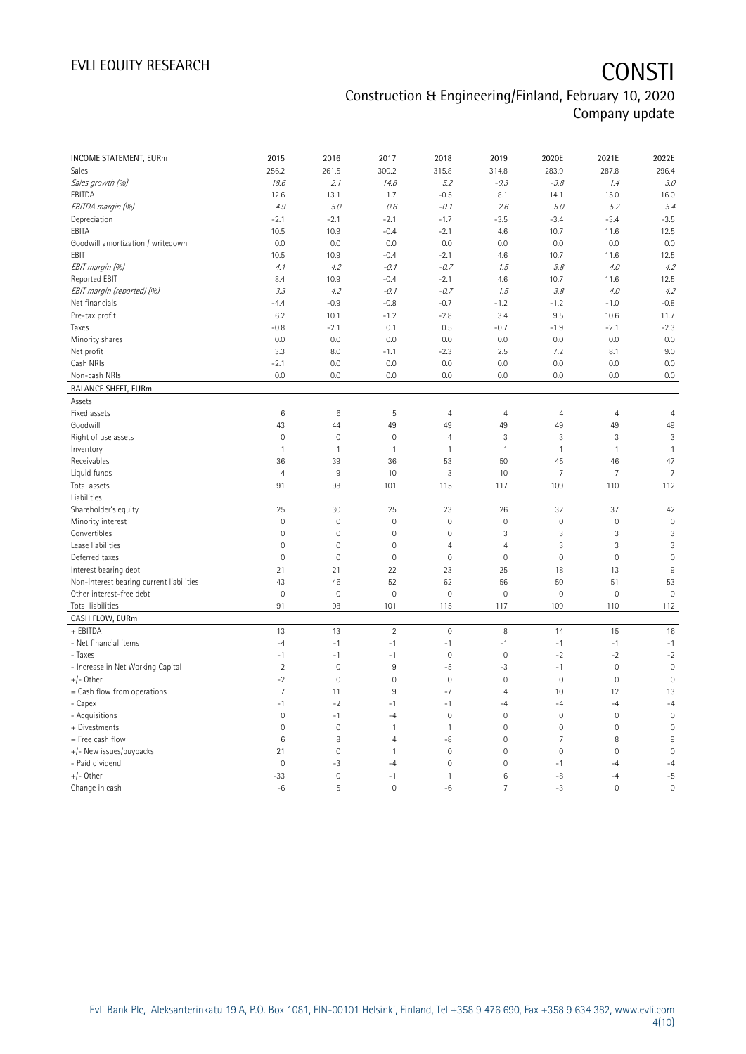| INCOME STATEMENT, EURm | 2015 | 2016 | 2017 | 2018 | 2019 | 2020E | 2021E | 2022E |
|---|---|---|---|---|---|---|---|---|
| Sales | 256.2 | 261.5 | 300.2 | 315.8 | 314.8 | 283.9 | 287.8 | 296.4 |
| *Sales growth (%)* | *18.6* | *2.1* | *14.8* | *5.2* | *-0.3* | *-9.8* | *1.4* | *3.0* |
| EBITDA | 12.6 | 13.1 | 1.7 | -0.5 | 8.1 | 14.1 | 15.0 | 16.0 |
| *EBITDA margin (%)* | *4.9* | *5.0* | *0.6* | *-0.1* | *2.6* | *5.0* | *5.2* | *5.4* |
| Depreciation | -2.1 | -2.1 | -2.1 | -1.7 | -3.5 | -3.4 | -3.4 | -3.5 |
| EBITA | 10.5 | 10.9 | -0.4 | -2.1 | 4.6 | 10.7 | 11.6 | 12.5 |
| Goodwill amortization / writedown | 0.0 | 0.0 | 0.0 | 0.0 | 0.0 | 0.0 | 0.0 | 0.0 |
| EBIT | 10.5 | 10.9 | -0.4 | -2.1 | 4.6 | 10.7 | 11.6 | 12.5 |
| *EBIT margin (%)* | *4.1* | *4.2* | *-0.1* | *-0.7* | *1.5* | *3.8* | *4.0* | *4.2* |
| Reported EBIT | 8.4 | 10.9 | -0.4 | -2.1 | 4.6 | 10.7 | 11.6 | 12.5 |
| *EBIT margin (reported) (%)* | *3.3* | *4.2* | *-0.1* | *-0.7* | *1.5* | *3.8* | *4.0* | *4.2* |
| Net financials | -4.4 | -0.9 | -0.8 | -0.7 | -1.2 | -1.2 | -1.0 | -0.8 |
| Pre-tax profit | 6.2 | 10.1 | -1.2 | -2.8 | 3.4 | 9.5 | 10.6 | 11.7 |
| Taxes | -0.8 | -2.1 | 0.1 | 0.5 | -0.7 | -1.9 | -2.1 | -2.3 |
| Minority shares | 0.0 | 0.0 | 0.0 | 0.0 | 0.0 | 0.0 | 0.0 | 0.0 |
| Net profit | 3.3 | 8.0 | -1.1 | -2.3 | 2.5 | 7.2 | 8.1 | 9.0 |
| Cash NRIs | -2.1 | 0.0 | 0.0 | 0.0 | 0.0 | 0.0 | 0.0 | 0.0 |
| Non-cash NRIs | 0.0 | 0.0 | 0.0 | 0.0 | 0.0 | 0.0 | 0.0 | 0.0 |
| **BALANCE SHEET, EURm** | | | | | | | | |
| Assets | | | | | | | | |
| Fixed assets | 6 | 6 | 5 | 4 | 4 | 4 | 4 | 4 |
| Goodwill | 43 | 44 | 49 | 49 | 49 | 49 | 49 | 49 |
| Right of use assets | 0 | 0 | 0 | 4 | 3 | 3 | 3 | 3 |
| Inventory | 1 | 1 | 1 | 1 | 1 | 1 | 1 | 1 |
| Receivables | 36 | 39 | 36 | 53 | 50 | 45 | 46 | 47 |
| Liquid funds | 4 | 9 | 10 | 3 | 10 | 7 | 7 | 7 |
| Total assets | 91 | 98 | 101 | 115 | 117 | 109 | 110 | 112 |
| Liabilities | | | | | | | | |
| Shareholder's equity | 25 | 30 | 25 | 23 | 26 | 32 | 37 | 42 |
| Minority interest | 0 | 0 | 0 | 0 | 0 | 0 | 0 | 0 |
| Convertibles | 0 | 0 | 0 | 0 | 3 | 3 | 3 | 3 |
| Lease liabilities | 0 | 0 | 0 | 4 | 4 | 3 | 3 | 3 |
| Deferred taxes | 0 | 0 | 0 | 0 | 0 | 0 | 0 | 0 |
| Interest bearing debt | 21 | 21 | 22 | 23 | 25 | 18 | 13 | 9 |
| Non-interest bearing current liabilities | 43 | 46 | 52 | 62 | 56 | 50 | 51 | 53 |
| Other interest-free debt | 0 | 0 | 0 | 0 | 0 | 0 | 0 | 0 |
| Total liabilities | 91 | 98 | 101 | 115 | 117 | 109 | 110 | 112 |
| **CASH FLOW, EURm** | | | | | | | | |
| + EBITDA | 13 | 13 | 2 | 0 | 8 | 14 | 15 | 16 |
| - Net financial items | -4 | -1 | -1 | -1 | -1 | -1 | -1 | -1 |
| - Taxes | -1 | -1 | -1 | 0 | 0 | -2 | -2 | -2 |
| - Increase in Net Working Capital | 2 | 0 | 9 | -5 | -3 | -1 | 0 | 0 |
| +/- Other | -2 | 0 | 0 | 0 | 0 | 0 | 0 | 0 |
| = Cash flow from operations | 7 | 11 | 9 | -7 | 4 | 10 | 12 | 13 |
| - Capex | -1 | -2 | -1 | -1 | -4 | -4 | -4 | -4 |
| - Acquisitions | 0 | -1 | -4 | 0 | 0 | 0 | 0 | 0 |
| + Divestments | 0 | 0 | 1 | 1 | 0 | 0 | 0 | 0 |
| = Free cash flow | 6 | 8 | 4 | -8 | 0 | 7 | 8 | 9 |
| +/- New issues/buybacks | 21 | 0 | 1 | 0 | 0 | 0 | 0 | 0 |
| - Paid dividend | 0 | -3 | -4 | 0 | 0 | -1 | -4 | -4 |
| +/- Other | -33 | 0 | -1 | 1 | 6 | -8 | -4 | -5 |
| Change in cash | -6 | 5 | 0 | -6 | 7 | -3 | 0 | 0 |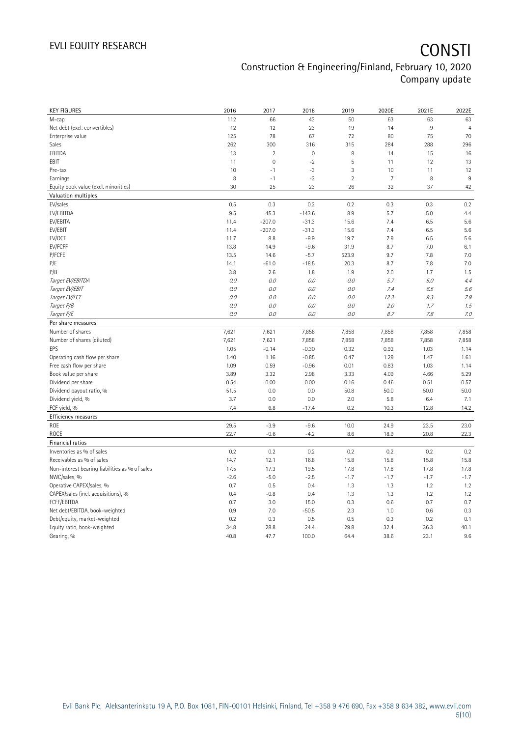# CONSTI

## Construction & Engineering/Finland, February 10, 2020
## Company update

| KEY FIGURES | 2016 | 2017 | 2018 | 2019 | 2020E | 2021E | 2022E |
|---|---|---|---|---|---|---|---|
| M-cap | 112 | 66 | 43 | 50 | 63 | 63 | 63 |
| Net debt (excl. convertibles) | 12 | 12 | 23 | 19 | 14 | 9 | 4 |
| Enterprise value | 125 | 78 | 67 | 72 | 80 | 75 | 70 |
| Sales | 262 | 300 | 316 | 315 | 284 | 288 | 296 |
| EBITDA | 13 | 2 | 0 | 8 | 14 | 15 | 16 |
| EBIT | 11 | 0 | -2 | 5 | 11 | 12 | 13 |
| Pre-tax | 10 | -1 | -3 | 3 | 10 | 11 | 12 |
| Earnings | 8 | -1 | -2 | 2 | 7 | 8 | 9 |
| Equity book value (excl. minorities) | 30 | 25 | 23 | 26 | 32 | 37 | 42 |
| **Valuation multiples** | | | | | | | |
| EV/sales | 0.5 | 0.3 | 0.2 | 0.2 | 0.3 | 0.3 | 0.2 |
| EV/EBITDA | 9.5 | 45.3 | -143.6 | 8.9 | 5.7 | 5.0 | 4.4 |
| EV/EBITA | 11.4 | -207.0 | -31.3 | 15.6 | 7.4 | 6.5 | 5.6 |
| EV/EBIT | 11.4 | -207.0 | -31.3 | 15.6 | 7.4 | 6.5 | 5.6 |
| EV/OCF | 11.7 | 8.8 | -9.9 | 19.7 | 7.9 | 6.5 | 5.6 |
| EV/FCFF | 13.8 | 14.9 | -9.6 | 31.9 | 8.7 | 7.0 | 6.1 |
| P/FCFE | 13.5 | 14.6 | -5.7 | 523.9 | 9.7 | 7.8 | 7.0 |
| P/E | 14.1 | -61.0 | -18.5 | 20.3 | 8.7 | 7.8 | 7.0 |
| P/B | 3.8 | 2.6 | 1.8 | 1.9 | 2.0 | 1.7 | 1.5 |
| *Target EV/EBITDA* | *0.0* | *0.0* | *0.0* | *0.0* | *5.7* | *5.0* | *4.4* |
| *Target EV/EBIT* | *0.0* | *0.0* | *0.0* | *0.0* | *7.4* | *6.5* | *5.6* |
| *Target EV/FCF* | *0.0* | *0.0* | *0.0* | *0.0* | *12.3* | *9.3* | *7.9* |
| *Target P/B* | *0.0* | *0.0* | *0.0* | *0.0* | *2.0* | *1.7* | *1.5* |
| *Target P/E* | *0.0* | *0.0* | *0.0* | *0.0* | *8.7* | *7.8* | *7.0* |
| **Per share measures** | | | | | | | |
| Number of shares | 7,621 | 7,621 | 7,858 | 7,858 | 7,858 | 7,858 | 7,858 |
| Number of shares (diluted) | 7,621 | 7,621 | 7,858 | 7,858 | 7,858 | 7,858 | 7,858 |
| EPS | 1.05 | -0.14 | -0.30 | 0.32 | 0.92 | 1.03 | 1.14 |
| Operating cash flow per share | 1.40 | 1.16 | -0.85 | 0.47 | 1.29 | 1.47 | 1.61 |
| Free cash flow per share | 1.09 | 0.59 | -0.96 | 0.01 | 0.83 | 1.03 | 1.14 |
| Book value per share | 3.89 | 3.32 | 2.98 | 3.33 | 4.09 | 4.66 | 5.29 |
| Dividend per share | 0.54 | 0.00 | 0.00 | 0.16 | 0.46 | 0.51 | 0.57 |
| Dividend payout ratio, % | 51.5 | 0.0 | 0.0 | 50.8 | 50.0 | 50.0 | 50.0 |
| Dividend yield, % | 3.7 | 0.0 | 0.0 | 2.0 | 5.8 | 6.4 | 7.1 |
| FCF yield, % | 7.4 | 6.8 | -17.4 | 0.2 | 10.3 | 12.8 | 14.2 |
| **Efficiency measures** | | | | | | | |
| ROE | 29.5 | -3.9 | -9.6 | 10.0 | 24.9 | 23.5 | 23.0 |
| ROCE | 22.7 | -0.6 | -4.2 | 8.6 | 18.9 | 20.8 | 22.3 |
| **Financial ratios** | | | | | | | |
| Inventories as % of sales | 0.2 | 0.2 | 0.2 | 0.2 | 0.2 | 0.2 | 0.2 |
| Receivables as % of sales | 14.7 | 12.1 | 16.8 | 15.8 | 15.8 | 15.8 | 15.8 |
| Non-interest bearing liabilities as % of sales | 17.5 | 17.3 | 19.5 | 17.8 | 17.8 | 17.8 | 17.8 |
| NWC/sales, % | -2.6 | -5.0 | -2.5 | -1.7 | -1.7 | -1.7 | -1.7 |
| Operative CAPEX/sales, % | 0.7 | 0.5 | 0.4 | 1.3 | 1.3 | 1.2 | 1.2 |
| CAPEX/sales (incl. acquisitions), % | 0.4 | -0.8 | 0.4 | 1.3 | 1.3 | 1.2 | 1.2 |
| FCFF/EBITDA | 0.7 | 3.0 | 15.0 | 0.3 | 0.6 | 0.7 | 0.7 |
| Net debt/EBITDA, book-weighted | 0.9 | 7.0 | -50.5 | 2.3 | 1.0 | 0.6 | 0.3 |
| Debt/equity, market-weighted | 0.2 | 0.3 | 0.5 | 0.5 | 0.3 | 0.2 | 0.1 |
| Equity ratio, book-weighted | 34.8 | 28.8 | 24.4 | 29.8 | 32.4 | 36.3 | 40.1 |
| Gearing, % | 40.8 | 47.7 | 100.0 | 64.4 | 38.6 | 23.1 | 9.6 |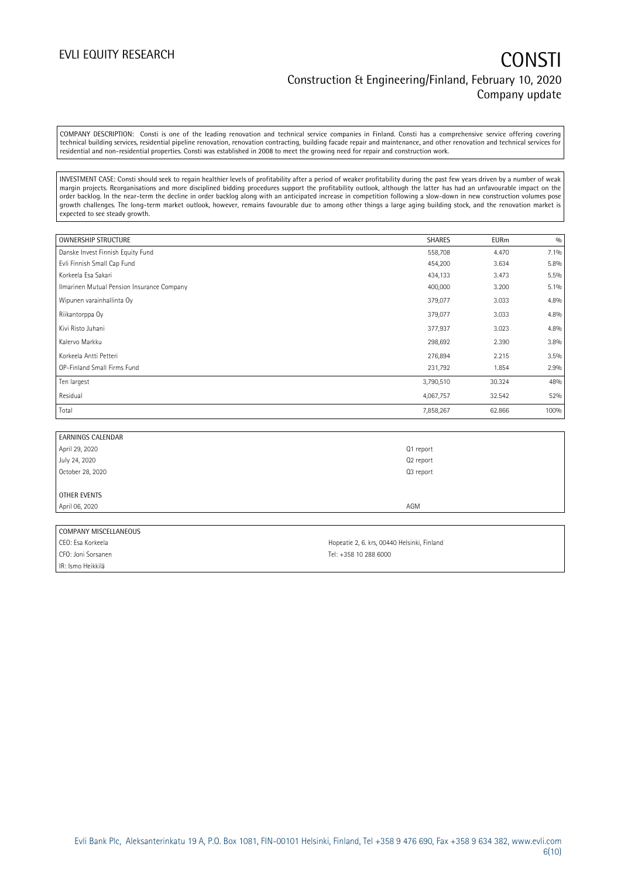COMPANY DESCRIPTION: Consti is one of the leading renovation and technical service companies in Finland. Consti has a comprehensive service offering covering technical building services, residential pipeline renovation, renovation contracting, building facade repair and maintenance, and other renovation and technical services for residential and non-residential properties. Consti was established in 2008 to meet the growing need for repair and construction work.

INVESTMENT CASE: Consti should seek to regain healthier levels of profitability after a period of weaker profitability during the past few years driven by a number of weak margin projects. Reorganisations and more disciplined bidding procedures support the profitability outlook, although the latter has had an unfavourable impact on the order backlog. In the near-term the decline in order backlog along with an anticipated increase in competition following a slow-down in new construction volumes pose growth challenges. The long-term market outlook, however, remains favourable due to among other things a large aging building stock, and the renovation market is expected to see steady growth.

| OWNERSHIP STRUCTURE | SHARES | EURm | % |
|---|---|---|---|
| Danske Invest Finnish Equity Fund | 558,708 | 4.470 | 7.1% |
| Evli Finnish Small Cap Fund | 454,200 | 3.634 | 5.8% |
| Korkeela Esa Sakari | 434,133 | 3.473 | 5.5% |
| Ilmarinen Mutual Pension Insurance Company | 400,000 | 3.200 | 5.1% |
| Wipunen varainhallinta Oy | 379,077 | 3.033 | 4.8% |
| Riikantorppa Oy | 379,077 | 3.033 | 4.8% |
| Kivi Risto Juhani | 377,937 | 3.023 | 4.8% |
| Kalervo Markku | 298,692 | 2.390 | 3.8% |
| Korkeela Antti Petteri | 276,894 | 2.215 | 3.5% |
| OP-Finland Small Firms Fund | 231,792 | 1.854 | 2.9% |
| Ten largest | 3,790,510 | 30.324 | 48% |
| Residual | 4,067,757 | 32.542 | 52% |
| Total | 7,858,267 | 62.866 | 100% |

| EARNINGS CALENDAR | |
|---|---|
| April 29, 2020 | Q1 report |
| July 24, 2020 | Q2 report |
| October 28, 2020 | Q3 report |
| | |
| OTHER EVENTS | |
| April 06, 2020 | AGM |

| COMPANY MISCELLANEOUS | |
|---|---|
| CEO: Esa Korkeela | Hopeatie 2, 6. krs, 00440 Helsinki, Finland |
| CFO: Joni Sorsanen | Tel: +358 10 288 6000 |
| IR: Ismo Heikkilä | |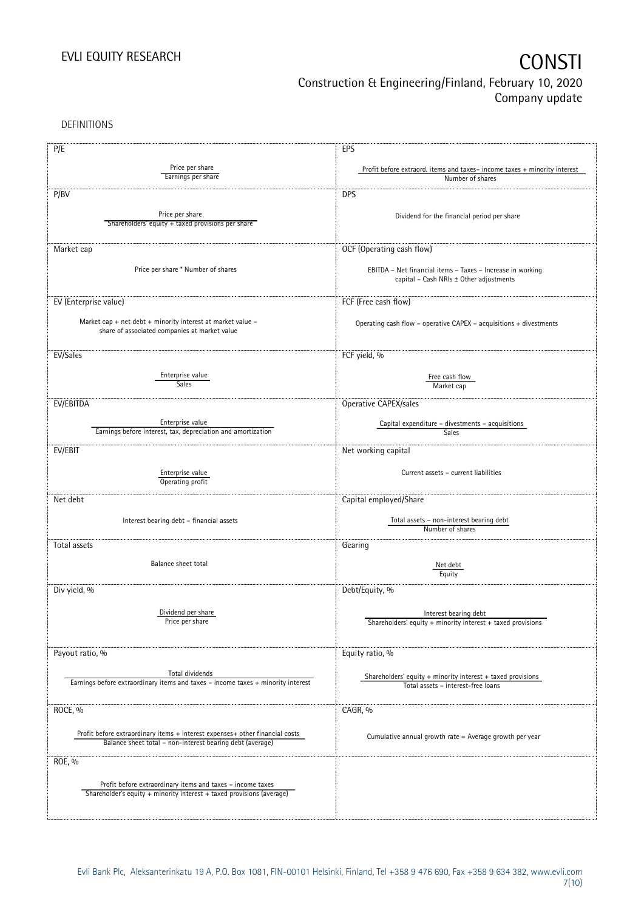DEFINITIONS

| P/E | EPS |
|---|---|
| $\frac{\text{Price per share}}{\text{Earnings per share}}$ | $\frac{\text{Profit before extraord. items and taxes– income taxes + minority interest}}{\text{Number of shares}}$ |
| **P/BV** | **DPS** |
| $\frac{\text{Price per share}}{\text{Shareholders' equity + taxed provisions per share}}$ | Dividend for the financial period per share |
| **Market cap** | **OCF (Operating cash flow)** |
| Price per share * Number of shares | EBITDA – Net financial items – Taxes – Increase in working capital – Cash NRIs ± Other adjustments |
| **EV (Enterprise value)** | **FCF (Free cash flow)** |
| Market cap + net debt + minority interest at market value – share of associated companies at market value | Operating cash flow – operative CAPEX – acquisitions + divestments |
| **EV/Sales** | **FCF yield, %** |
| $\frac{\text{Enterprise value}}{\text{Sales}}$ | $\frac{\text{Free cash flow}}{\text{Market cap}}$ |
| **EV/EBITDA** | **Operative CAPEX/sales** |
| $\frac{\text{Enterprise value}}{\text{Earnings before interest, tax, depreciation and amortization}}$ | $\frac{\text{Capital expenditure – divestments – acquisitions}}{\text{Sales}}$ |
| **EV/EBIT** | **Net working capital** |
| $\frac{\text{Enterprise value}}{\text{Operating profit}}$ | Current assets – current liabilities |
| **Net debt** | **Capital employed/Share** |
| Interest bearing debt – financial assets | $\frac{\text{Total assets – non-interest bearing debt}}{\text{Number of shares}}$ |
| **Total assets** | **Gearing** |
| Balance sheet total | $\frac{\text{Net debt}}{\text{Equity}}$ |
| **Div yield, %** | **Debt/Equity, %** |
| $\frac{\text{Dividend per share}}{\text{Price per share}}$ | $\frac{\text{Interest bearing debt}}{\text{Shareholders' equity + minority interest + taxed provisions}}$ |
| **Payout ratio, %** | **Equity ratio, %** |
| $\frac{\text{Total dividends}}{\text{Earnings before extraordinary items and taxes – income taxes + minority interest}}$ | $\frac{\text{Shareholders' equity + minority interest + taxed provisions}}{\text{Total assets – interest-free loans}}$ |
| **ROCE, %** | **CAGR, %** |
| $\frac{\text{Profit before extraordinary items + interest expenses+ other financial costs}}{\text{Balance sheet total – non-interest bearing debt (average)}}$ | Cumulative annual growth rate = Average growth per year |
| **ROE, %** | |
| $\frac{\text{Profit before extraordinary items and taxes – income taxes}}{\text{Shareholder's equity + minority interest + taxed provisions (average)}}$ | |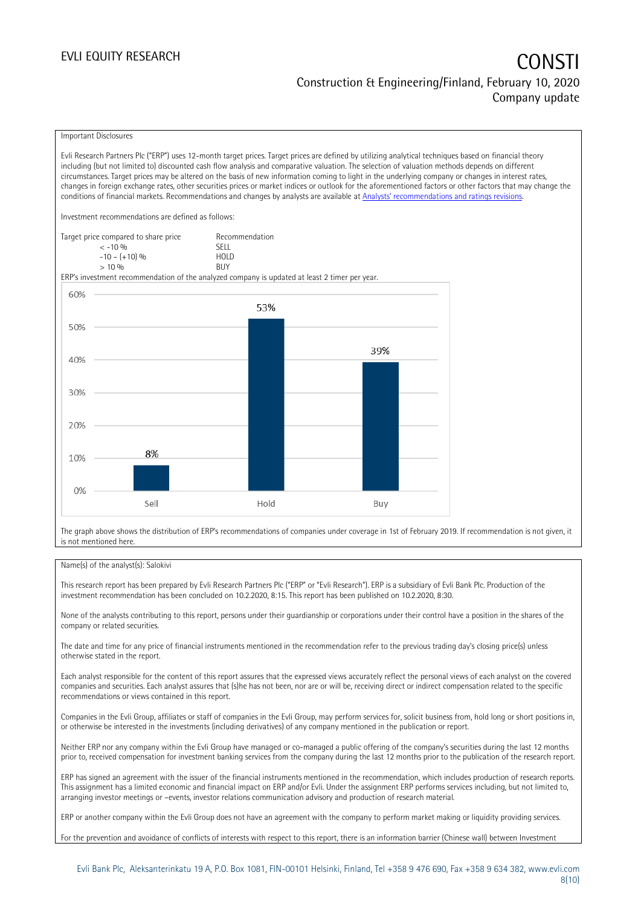Important Disclosures

Evli Research Partners Plc ("ERP") uses 12-month target prices. Target prices are defined by utilizing analytical techniques based on financial theory including (but not limited to) discounted cash flow analysis and comparative valuation. The selection of valuation methods depends on different circumstances. Target prices may be altered on the basis of new information coming to light in the underlying company or changes in interest rates, changes in foreign exchange rates, other securities prices or market indices or outlook for the aforementioned factors or other factors that may change the conditions of financial markets. Recommendations and changes by analysts are available at [Analysts' recommendations and ratings revisions](Analysts' recommendations and ratings revisions).

Investment recommendations are defined as follows:

| Target price compared to share price | Recommendation |
|---|---|
| < -10 % | SELL |
| -10 – (+10) % | HOLD |
| > 10 % | BUY |

ERP's investment recommendation of the analyzed company is updated at least 2 timer per year.

| | Sell | Hold | Buy |
|---|---|---|---|
| Share | 8% | 53% | 39% |

The graph above shows the distribution of ERP's recommendations of companies under coverage in 1st of February 2019. If recommendation is not given, it is not mentioned here.

Name(s) of the analyst(s): Salokivi

This research report has been prepared by Evli Research Partners Plc ("ERP" or "Evli Research"). ERP is a subsidiary of Evli Bank Plc. Production of the investment recommendation has been concluded on 10.2.2020, 8:15. This report has been published on 10.2.2020, 8:30.

None of the analysts contributing to this report, persons under their guardianship or corporations under their control have a position in the shares of the company or related securities.

The date and time for any price of financial instruments mentioned in the recommendation refer to the previous trading day's closing price(s) unless otherwise stated in the report.

Each analyst responsible for the content of this report assures that the expressed views accurately reflect the personal views of each analyst on the covered companies and securities. Each analyst assures that (s)he has not been, nor are or will be, receiving direct or indirect compensation related to the specific recommendations or views contained in this report.

Companies in the Evli Group, affiliates or staff of companies in the Evli Group, may perform services for, solicit business from, hold long or short positions in, or otherwise be interested in the investments (including derivatives) of any company mentioned in the publication or report.

Neither ERP nor any company within the Evli Group have managed or co-managed a public offering of the company's securities during the last 12 months prior to, received compensation for investment banking services from the company during the last 12 months prior to the publication of the research report.

ERP has signed an agreement with the issuer of the financial instruments mentioned in the recommendation, which includes production of research reports. This assignment has a limited economic and financial impact on ERP and/or Evli. Under the assignment ERP performs services including, but not limited to, arranging investor meetings or –events, investor relations communication advisory and production of research material.

ERP or another company within the Evli Group does not have an agreement with the company to perform market making or liquidity providing services.

For the prevention and avoidance of conflicts of interests with respect to this report, there is an information barrier (Chinese wall) between Investment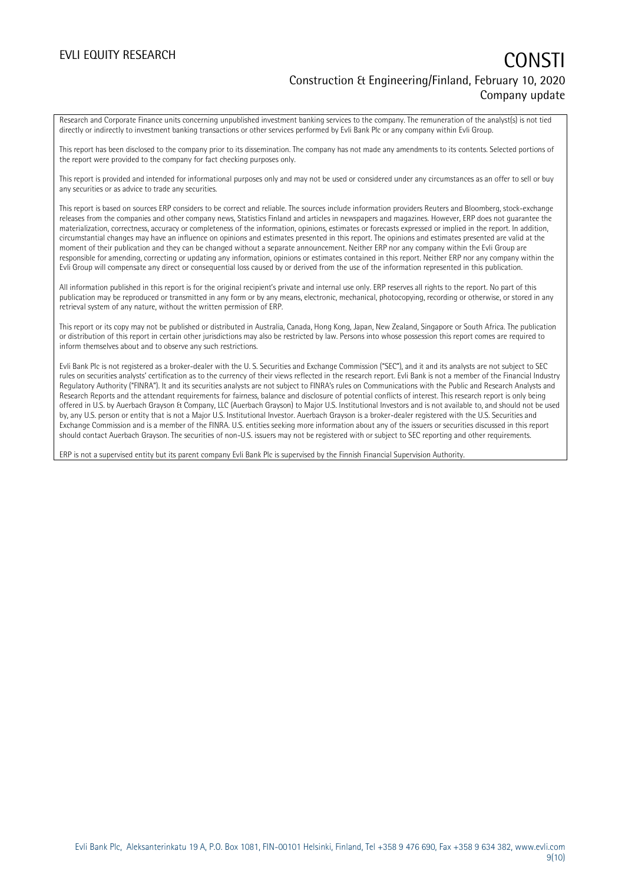Research and Corporate Finance units concerning unpublished investment banking services to the company. The remuneration of the analyst(s) is not tied directly or indirectly to investment banking transactions or other services performed by Evli Bank Plc or any company within Evli Group.

This report has been disclosed to the company prior to its dissemination. The company has not made any amendments to its contents. Selected portions of the report were provided to the company for fact checking purposes only.

This report is provided and intended for informational purposes only and may not be used or considered under any circumstances as an offer to sell or buy any securities or as advice to trade any securities.

This report is based on sources ERP considers to be correct and reliable. The sources include information providers Reuters and Bloomberg, stock-exchange releases from the companies and other company news, Statistics Finland and articles in newspapers and magazines. However, ERP does not guarantee the materialization, correctness, accuracy or completeness of the information, opinions, estimates or forecasts expressed or implied in the report. In addition, circumstantial changes may have an influence on opinions and estimates presented in this report. The opinions and estimates presented are valid at the moment of their publication and they can be changed without a separate announcement. Neither ERP nor any company within the Evli Group are responsible for amending, correcting or updating any information, opinions or estimates contained in this report. Neither ERP nor any company within the Evli Group will compensate any direct or consequential loss caused by or derived from the use of the information represented in this publication.

All information published in this report is for the original recipient's private and internal use only. ERP reserves all rights to the report. No part of this publication may be reproduced or transmitted in any form or by any means, electronic, mechanical, photocopying, recording or otherwise, or stored in any retrieval system of any nature, without the written permission of ERP.

This report or its copy may not be published or distributed in Australia, Canada, Hong Kong, Japan, New Zealand, Singapore or South Africa. The publication or distribution of this report in certain other jurisdictions may also be restricted by law. Persons into whose possession this report comes are required to inform themselves about and to observe any such restrictions.

Evli Bank Plc is not registered as a broker-dealer with the U. S. Securities and Exchange Commission ("SEC"), and it and its analysts are not subject to SEC rules on securities analysts' certification as to the currency of their views reflected in the research report. Evli Bank is not a member of the Financial Industry Regulatory Authority ("FINRA"). It and its securities analysts are not subject to FINRA's rules on Communications with the Public and Research Analysts and Research Reports and the attendant requirements for fairness, balance and disclosure of potential conflicts of interest. This research report is only being offered in U.S. by Auerbach Grayson & Company, LLC (Auerbach Grayson) to Major U.S. Institutional Investors and is not available to, and should not be used by, any U.S. person or entity that is not a Major U.S. Institutional Investor. Auerbach Grayson is a broker-dealer registered with the U.S. Securities and Exchange Commission and is a member of the FINRA. U.S. entities seeking more information about any of the issuers or securities discussed in this report should contact Auerbach Grayson. The securities of non-U.S. issuers may not be registered with or subject to SEC reporting and other requirements.

ERP is not a supervised entity but its parent company Evli Bank Plc is supervised by the Finnish Financial Supervision Authority.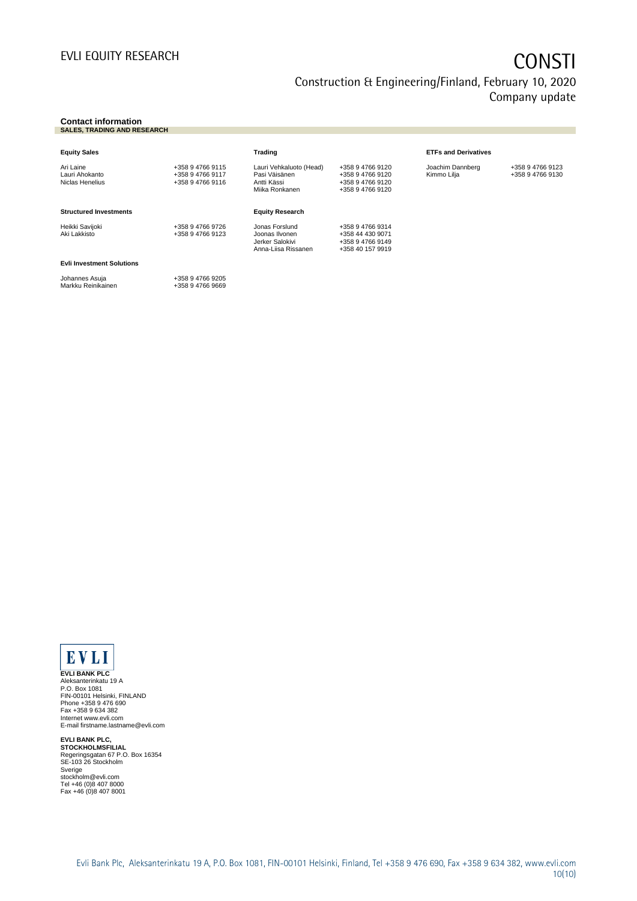## Contact information

**SALES, TRADING AND RESEARCH**

| | | | | | |
|---|---|---|---|---|---|
| **Equity Sales** | | **Trading** | | **ETFs and Derivatives** | |
| Ari Laine | +358 9 4766 9115 | Lauri Vehkaluoto (Head) | +358 9 4766 9120 | Joachim Dannberg | +358 9 4766 9123 |
| Lauri Ahokanto | +358 9 4766 9117 | Pasi Väisänen | +358 9 4766 9120 | Kimmo Lilja | +358 9 4766 9130 |
| Niclas Henelius | +358 9 4766 9116 | Antti Kässi | +358 9 4766 9120 | | |
| | | Miika Ronkanen | +358 9 4766 9120 | | |
| **Structured Investments** | | **Equity Research** | | | |
| Heikki Savijoki | +358 9 4766 9726 | Jonas Forslund | +358 9 4766 9314 | | |
| Aki Lakkisto | +358 9 4766 9123 | Joonas Ilvonen | +358 44 430 9071 | | |
| | | Jerker Salokivi | +358 9 4766 9149 | | |
| | | Anna-Liisa Rissanen | +358 40 157 9919 | | |
| **Evli Investment Solutions** | | | | | |
| Johannes Asuja | +358 9 4766 9205 | | | | |
| Markku Reinikainen | +358 9 4766 9669 | | | | |

EVLI

**EVLI BANK PLC**
Aleksanterinkatu 19 A
P.O. Box 1081
FIN-00101 Helsinki, FINLAND
Phone +358 9 476 690
Fax +358 9 634 382
Internet www.evli.com
E-mail firstname.lastname@evli.com

**EVLI BANK PLC,**
**STOCKHOLMSFILIAL**
Regeringsgatan 67 P.O. Box 16354
SE-103 26 Stockholm
Sverige
stockholm@evli.com
Tel +46 (0)8 407 8000
Fax +46 (0)8 407 8001